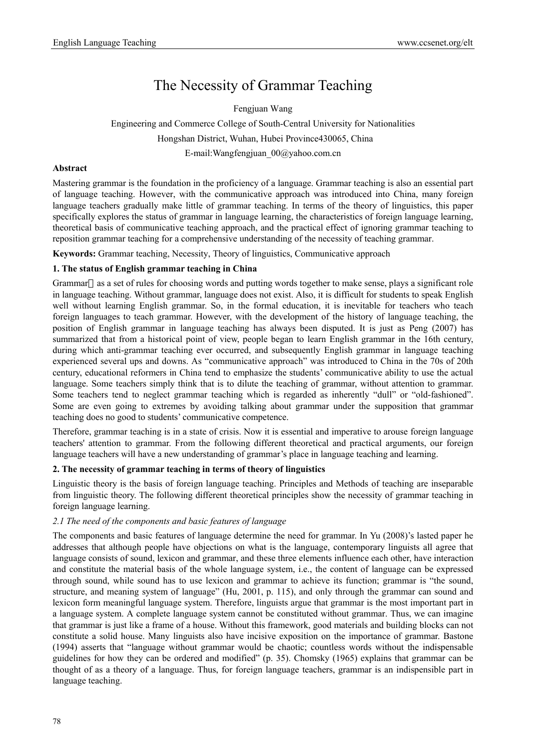# The Necessity of Grammar Teaching

Fengjuan Wang

Engineering and Commerce College of South-Central University for Nationalities

Hongshan District, Wuhan, Hubei Province430065, China

E-mail:Wangfengjuan_00@yahoo.com.cn

**Abstract**

Mastering grammar is the foundation in the proficiency of a language. Grammar teaching is also an essential part of language teaching. However, with the communicative approach was introduced into China, many foreign language teachers gradually make little of grammar teaching. In terms of the theory of linguistics, this paper specifically explores the status of grammar in language learning, the characteristics of foreign language learning, theoretical basis of communicative teaching approach, and the practical effect of ignoring grammar teaching to reposition grammar teaching for a comprehensive understanding of the necessity of teaching grammar.

**Keywords:** Grammar teaching, Necessity, Theory of linguistics, Communicative approach

## 1. The status of English grammar teaching in China

Grammar，as a set of rules for choosing words and putting words together to make sense, plays a significant role in language teaching. Without grammar, language does not exist. Also, it is difficult for students to speak English well without learning English grammar. So, in the formal education, it is inevitable for teachers who teach foreign languages to teach grammar. However, with the development of the history of language teaching, the position of English grammar in language teaching has always been disputed. It is just as Peng (2007) has summarized that from a historical point of view, people began to learn English grammar in the 16th century, during which anti-grammar teaching ever occurred, and subsequently English grammar in language teaching experienced several ups and downs. As "communicative approach" was introduced to China in the 70s of 20th century, educational reformers in China tend to emphasize the students' communicative ability to use the actual language. Some teachers simply think that is to dilute the teaching of grammar, without attention to grammar. Some teachers tend to neglect grammar teaching which is regarded as inherently "dull" or "old-fashioned". Some are even going to extremes by avoiding talking about grammar under the supposition that grammar teaching does no good to students' communicative competence.

Therefore, grammar teaching is in a state of crisis. Now it is essential and imperative to arouse foreign language teachers' attention to grammar. From the following different theoretical and practical arguments, our foreign language teachers will have a new understanding of grammar's place in language teaching and learning.

## 2. The necessity of grammar teaching in terms of theory of linguistics

Linguistic theory is the basis of foreign language teaching. Principles and Methods of teaching are inseparable from linguistic theory. The following different theoretical principles show the necessity of grammar teaching in foreign language learning.

### *2.1 The need of the components and basic features of language*

The components and basic features of language determine the need for grammar. In Yu (2008)'s lasted paper he addresses that although people have objections on what is the language, contemporary linguists all agree that language consists of sound, lexicon and grammar, and these three elements influence each other, have interaction and constitute the material basis of the whole language system, i.e., the content of language can be expressed through sound, while sound has to use lexicon and grammar to achieve its function; grammar is "the sound, structure, and meaning system of language" (Hu, 2001, p. 115), and only through the grammar can sound and lexicon form meaningful language system. Therefore, linguists argue that grammar is the most important part in a language system. A complete language system cannot be constituted without grammar. Thus, we can imagine that grammar is just like a frame of a house. Without this framework, good materials and building blocks can not constitute a solid house. Many linguists also have incisive exposition on the importance of grammar. Bastone (1994) asserts that "language without grammar would be chaotic; countless words without the indispensable guidelines for how they can be ordered and modified" (p. 35). Chomsky (1965) explains that grammar can be thought of as a theory of a language. Thus, for foreign language teachers, grammar is an indispensable part in language teaching.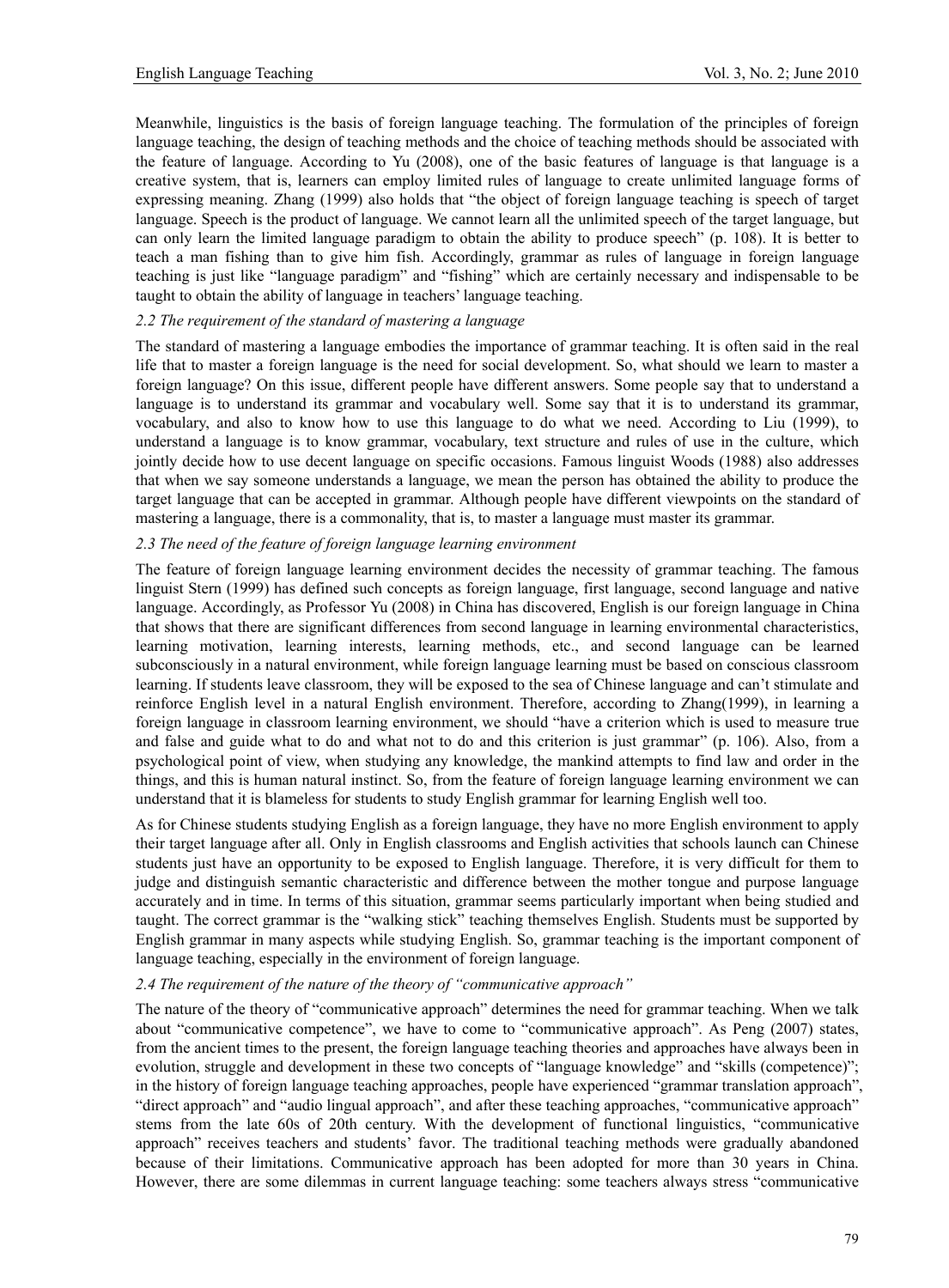Meanwhile, linguistics is the basis of foreign language teaching. The formulation of the principles of foreign language teaching, the design of teaching methods and the choice of teaching methods should be associated with the feature of language. According to Yu (2008), one of the basic features of language is that language is a creative system, that is, learners can employ limited rules of language to create unlimited language forms of expressing meaning. Zhang (1999) also holds that "the object of foreign language teaching is speech of target language. Speech is the product of language. We cannot learn all the unlimited speech of the target language, but can only learn the limited language paradigm to obtain the ability to produce speech" (p. 108). It is better to teach a man fishing than to give him fish. Accordingly, grammar as rules of language in foreign language teaching is just like "language paradigm" and "fishing" which are certainly necessary and indispensable to be taught to obtain the ability of language in teachers' language teaching.

### *2.2 The requirement of the standard of mastering a language*

The standard of mastering a language embodies the importance of grammar teaching. It is often said in the real life that to master a foreign language is the need for social development. So, what should we learn to master a foreign language? On this issue, different people have different answers. Some people say that to understand a language is to understand its grammar and vocabulary well. Some say that it is to understand its grammar, vocabulary, and also to know how to use this language to do what we need. According to Liu (1999), to understand a language is to know grammar, vocabulary, text structure and rules of use in the culture, which jointly decide how to use decent language on specific occasions. Famous linguist Woods (1988) also addresses that when we say someone understands a language, we mean the person has obtained the ability to produce the target language that can be accepted in grammar. Although people have different viewpoints on the standard of mastering a language, there is a commonality, that is, to master a language must master its grammar.

### *2.3 The need of the feature of foreign language learning environment*

The feature of foreign language learning environment decides the necessity of grammar teaching. The famous linguist Stern (1999) has defined such concepts as foreign language, first language, second language and native language. Accordingly, as Professor Yu (2008) in China has discovered, English is our foreign language in China that shows that there are significant differences from second language in learning environmental characteristics, learning motivation, learning interests, learning methods, etc., and second language can be learned subconsciously in a natural environment, while foreign language learning must be based on conscious classroom learning. If students leave classroom, they will be exposed to the sea of Chinese language and can't stimulate and reinforce English level in a natural English environment. Therefore, according to Zhang(1999), in learning a foreign language in classroom learning environment, we should "have a criterion which is used to measure true and false and guide what to do and what not to do and this criterion is just grammar" (p. 106). Also, from a psychological point of view, when studying any knowledge, the mankind attempts to find law and order in the things, and this is human natural instinct. So, from the feature of foreign language learning environment we can understand that it is blameless for students to study English grammar for learning English well too.

As for Chinese students studying English as a foreign language, they have no more English environment to apply their target language after all. Only in English classrooms and English activities that schools launch can Chinese students just have an opportunity to be exposed to English language. Therefore, it is very difficult for them to judge and distinguish semantic characteristic and difference between the mother tongue and purpose language accurately and in time. In terms of this situation, grammar seems particularly important when being studied and taught. The correct grammar is the "walking stick" teaching themselves English. Students must be supported by English grammar in many aspects while studying English. So, grammar teaching is the important component of language teaching, especially in the environment of foreign language.

### *2.4 The requirement of the nature of the theory of "communicative approach"*

The nature of the theory of "communicative approach" determines the need for grammar teaching. When we talk about "communicative competence", we have to come to "communicative approach". As Peng (2007) states, from the ancient times to the present, the foreign language teaching theories and approaches have always been in evolution, struggle and development in these two concepts of "language knowledge" and "skills (competence)"; in the history of foreign language teaching approaches, people have experienced "grammar translation approach", "direct approach" and "audio lingual approach", and after these teaching approaches, "communicative approach" stems from the late 60s of 20th century. With the development of functional linguistics, "communicative approach" receives teachers and students' favor. The traditional teaching methods were gradually abandoned because of their limitations. Communicative approach has been adopted for more than 30 years in China. However, there are some dilemmas in current language teaching: some teachers always stress "communicative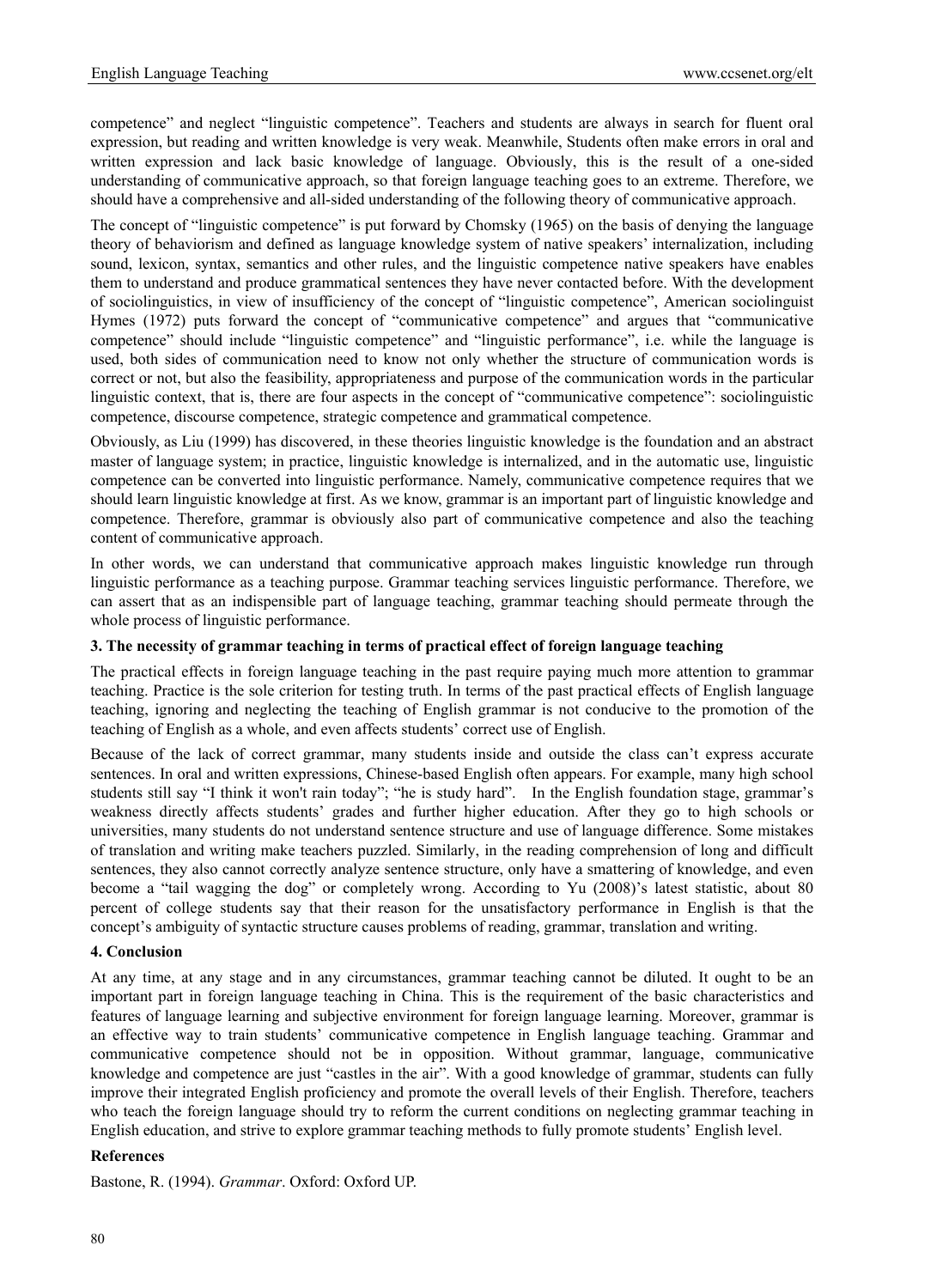competence" and neglect "linguistic competence". Teachers and students are always in search for fluent oral expression, but reading and written knowledge is very weak. Meanwhile, Students often make errors in oral and written expression and lack basic knowledge of language. Obviously, this is the result of a one-sided understanding of communicative approach, so that foreign language teaching goes to an extreme. Therefore, we should have a comprehensive and all-sided understanding of the following theory of communicative approach.

The concept of "linguistic competence" is put forward by Chomsky (1965) on the basis of denying the language theory of behaviorism and defined as language knowledge system of native speakers' internalization, including sound, lexicon, syntax, semantics and other rules, and the linguistic competence native speakers have enables them to understand and produce grammatical sentences they have never contacted before. With the development of sociolinguistics, in view of insufficiency of the concept of "linguistic competence", American sociolinguist Hymes (1972) puts forward the concept of "communicative competence" and argues that "communicative competence" should include "linguistic competence" and "linguistic performance", i.e. while the language is used, both sides of communication need to know not only whether the structure of communication words is correct or not, but also the feasibility, appropriateness and purpose of the communication words in the particular linguistic context, that is, there are four aspects in the concept of "communicative competence": sociolinguistic competence, discourse competence, strategic competence and grammatical competence.

Obviously, as Liu (1999) has discovered, in these theories linguistic knowledge is the foundation and an abstract master of language system; in practice, linguistic knowledge is internalized, and in the automatic use, linguistic competence can be converted into linguistic performance. Namely, communicative competence requires that we should learn linguistic knowledge at first. As we know, grammar is an important part of linguistic knowledge and competence. Therefore, grammar is obviously also part of communicative competence and also the teaching content of communicative approach.

In other words, we can understand that communicative approach makes linguistic knowledge run through linguistic performance as a teaching purpose. Grammar teaching services linguistic performance. Therefore, we can assert that as an indispensible part of language teaching, grammar teaching should permeate through the whole process of linguistic performance.

### 3. The necessity of grammar teaching in terms of practical effect of foreign language teaching

The practical effects in foreign language teaching in the past require paying much more attention to grammar teaching. Practice is the sole criterion for testing truth. In terms of the past practical effects of English language teaching, ignoring and neglecting the teaching of English grammar is not conducive to the promotion of the teaching of English as a whole, and even affects students' correct use of English.

Because of the lack of correct grammar, many students inside and outside the class can't express accurate sentences. In oral and written expressions, Chinese-based English often appears. For example, many high school students still say "I think it won't rain today"; "he is study hard". In the English foundation stage, grammar's weakness directly affects students' grades and further higher education. After they go to high schools or universities, many students do not understand sentence structure and use of language difference. Some mistakes of translation and writing make teachers puzzled. Similarly, in the reading comprehension of long and difficult sentences, they also cannot correctly analyze sentence structure, only have a smattering of knowledge, and even become a "tail wagging the dog" or completely wrong. According to Yu (2008)'s latest statistic, about 80 percent of college students say that their reason for the unsatisfactory performance in English is that the concept's ambiguity of syntactic structure causes problems of reading, grammar, translation and writing.

### 4. Conclusion

At any time, at any stage and in any circumstances, grammar teaching cannot be diluted. It ought to be an important part in foreign language teaching in China. This is the requirement of the basic characteristics and features of language learning and subjective environment for foreign language learning. Moreover, grammar is an effective way to train students' communicative competence in English language teaching. Grammar and communicative competence should not be in opposition. Without grammar, language, communicative knowledge and competence are just "castles in the air". With a good knowledge of grammar, students can fully improve their integrated English proficiency and promote the overall levels of their English. Therefore, teachers who teach the foreign language should try to reform the current conditions on neglecting grammar teaching in English education, and strive to explore grammar teaching methods to fully promote students' English level.

### References

Bastone, R. (1994). *Grammar*. Oxford: Oxford UP.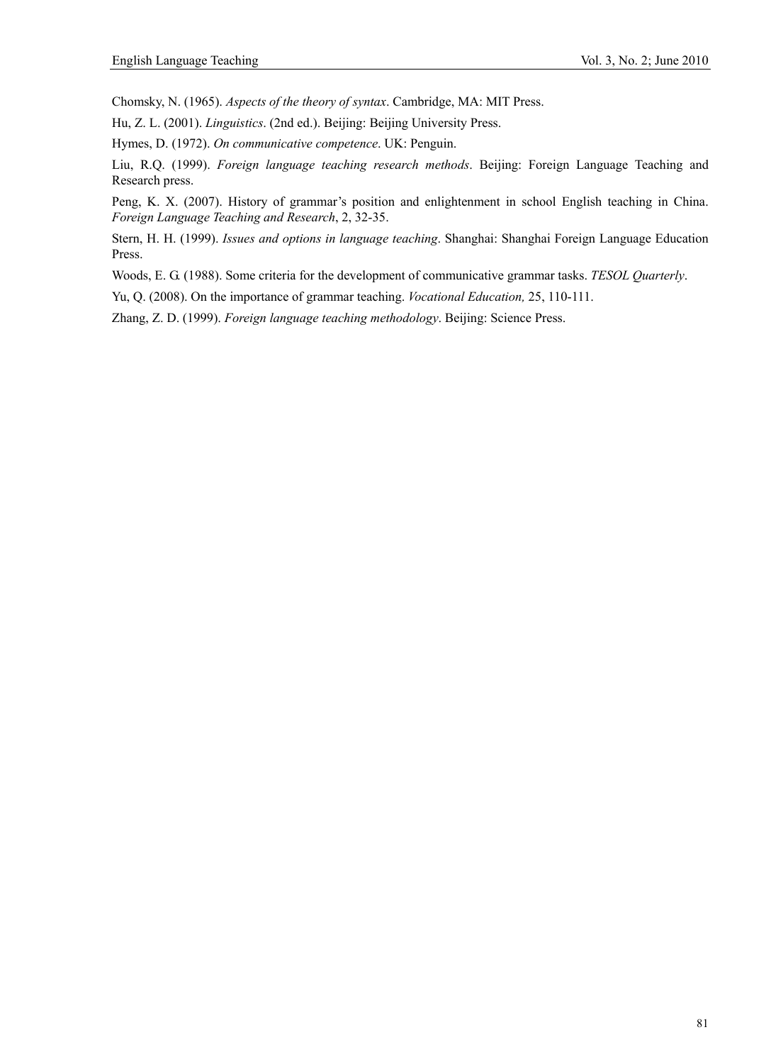Chomsky, N. (1965). *Aspects of the theory of syntax*. Cambridge, MA: MIT Press.

Hu, Z. L. (2001). *Linguistics*. (2nd ed.). Beijing: Beijing University Press.

Hymes, D. (1972). *On communicative competence*. UK: Penguin.

Liu, R.Q. (1999). *Foreign language teaching research methods*. Beijing: Foreign Language Teaching and Research press.

Peng, K. X. (2007). History of grammar's position and enlightenment in school English teaching in China. *Foreign Language Teaching and Research*, 2, 32-35.

Stern, H. H. (1999). *Issues and options in language teaching*. Shanghai: Shanghai Foreign Language Education Press.

Woods, E. G. (1988). Some criteria for the development of communicative grammar tasks. *TESOL Quarterly*.

Yu, Q. (2008). On the importance of grammar teaching. *Vocational Education,* 25, 110-111.

Zhang, Z. D. (1999). *Foreign language teaching methodology*. Beijing: Science Press.